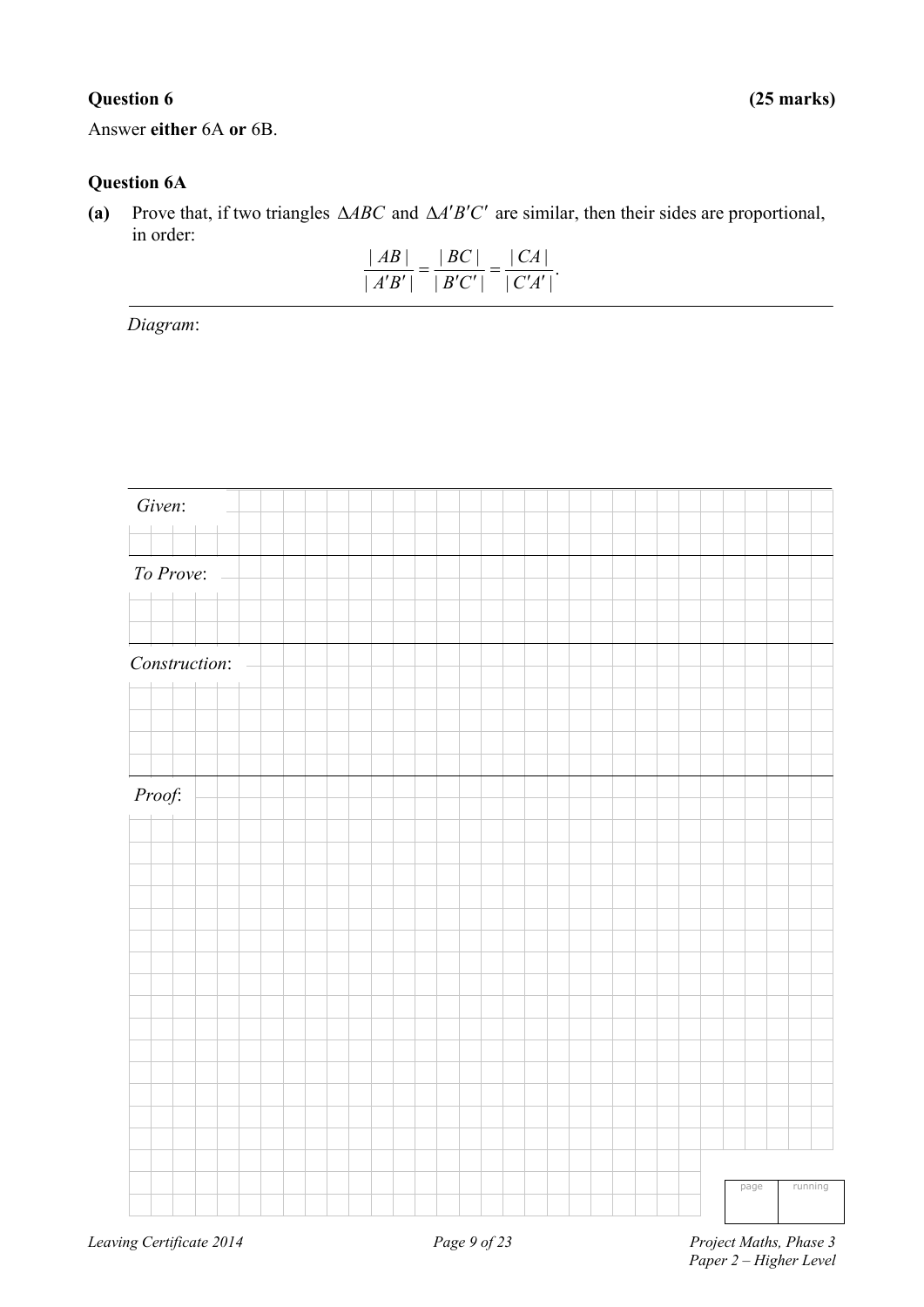**Question 6** **(25 marks)**

Answer **either** 6A **or** 6B.

**Question 6A**

**(a)** Prove that, if two triangles $\Delta ABC$ and $\Delta A'B'C'$ are similar, then their sides are proportional, in order:

$$\frac{|AB|}{|A'B'|} = \frac{|BC|}{|B'C'|} = \frac{|CA|}{|C'A'|}.$$

*Diagram*:

*Given*:

*To Prove*:

*Construction*:

*Proof*: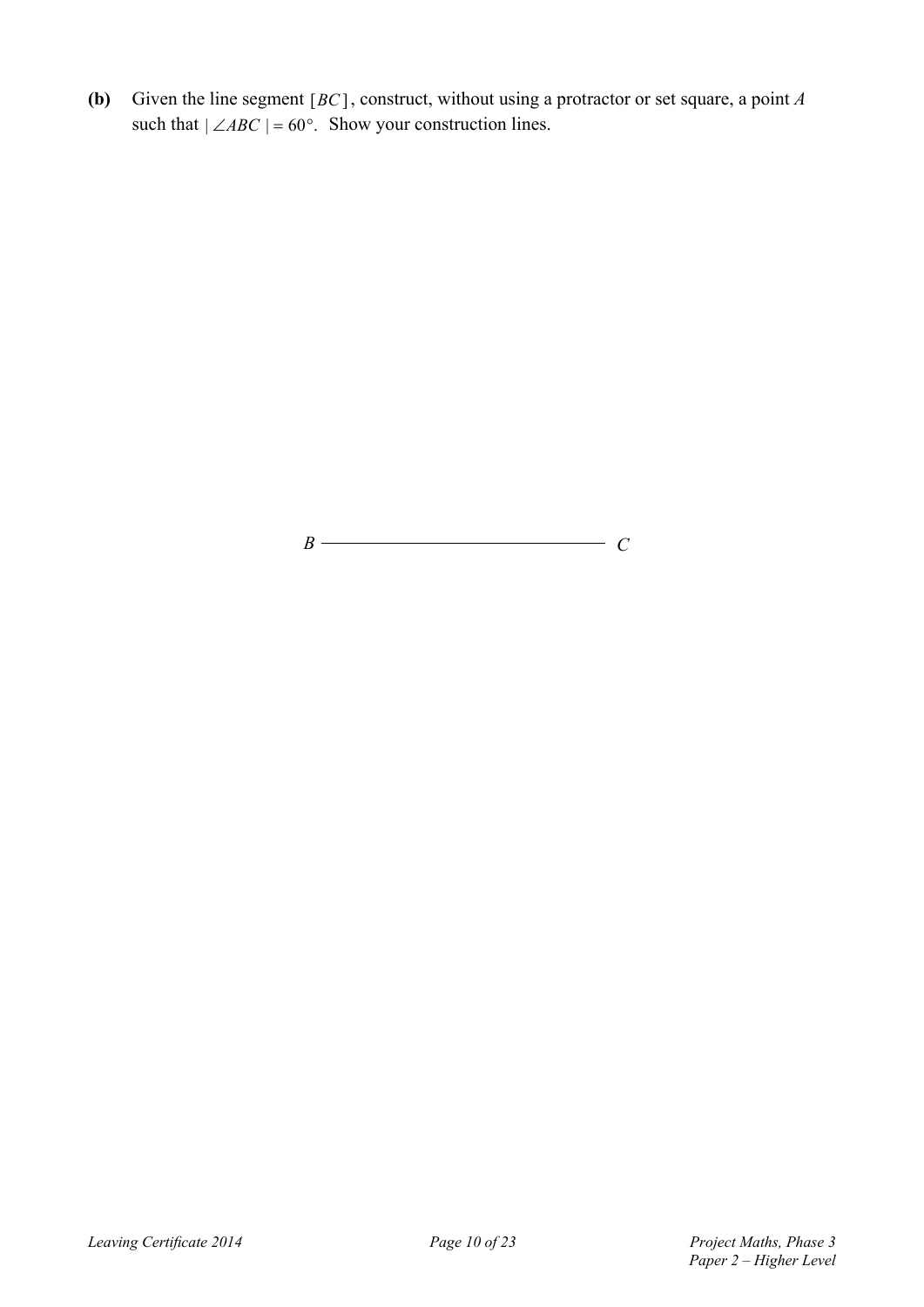**(b)** Given the line segment $[BC]$, construct, without using a protractor or set square, a point $A$ such that $|\angle ABC| = 60°$. Show your construction lines.

$B$ ——————————————— $C$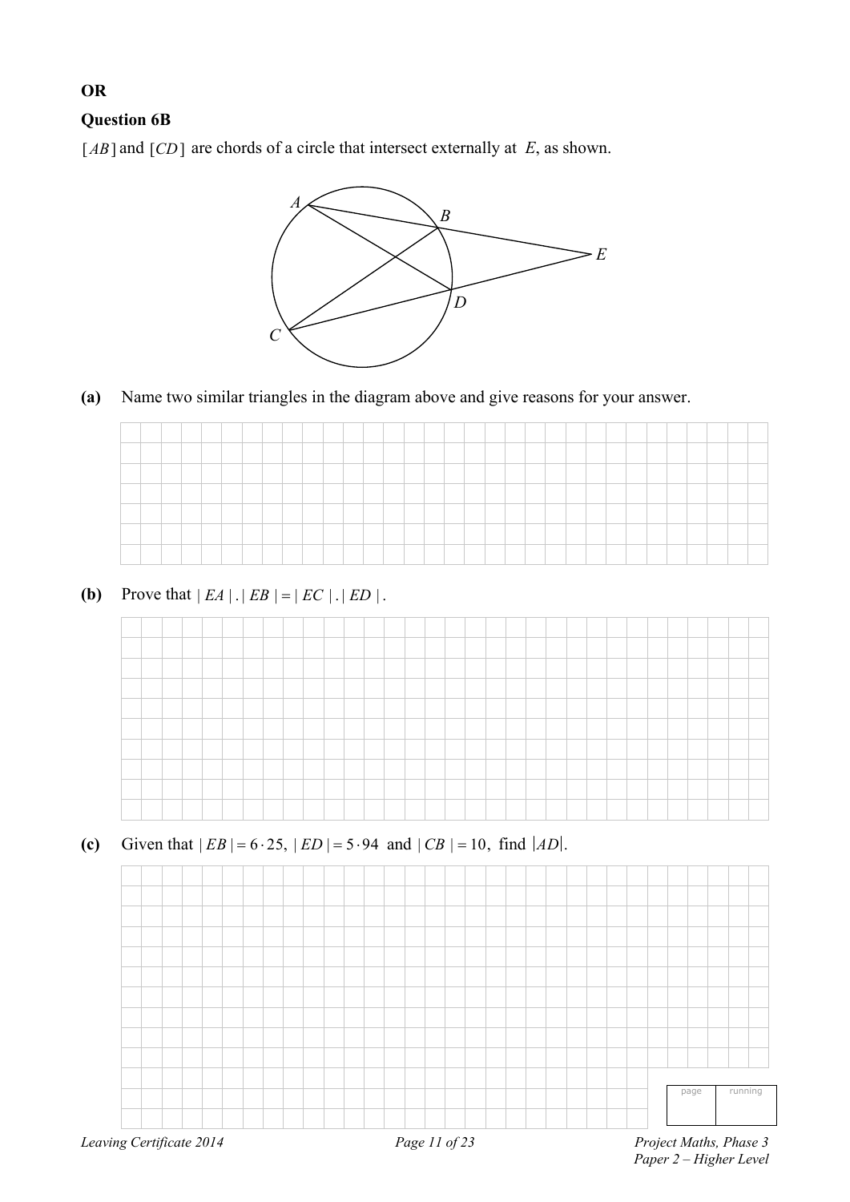**OR**

**Question 6B**

$[AB]$ and $[CD]$ are chords of a circle that intersect externally at $E$, as shown.

A

B

E

D

C

**(a)** Name two similar triangles in the diagram above and give reasons for your answer.

**(b)** Prove that $|EA|.|EB| = |EC|.|ED|$.

**(c)** Given that $|EB| = 6 \cdot 25$, $|ED| = 5 \cdot 94$ and $|CB| = 10$, find $|AD|$.